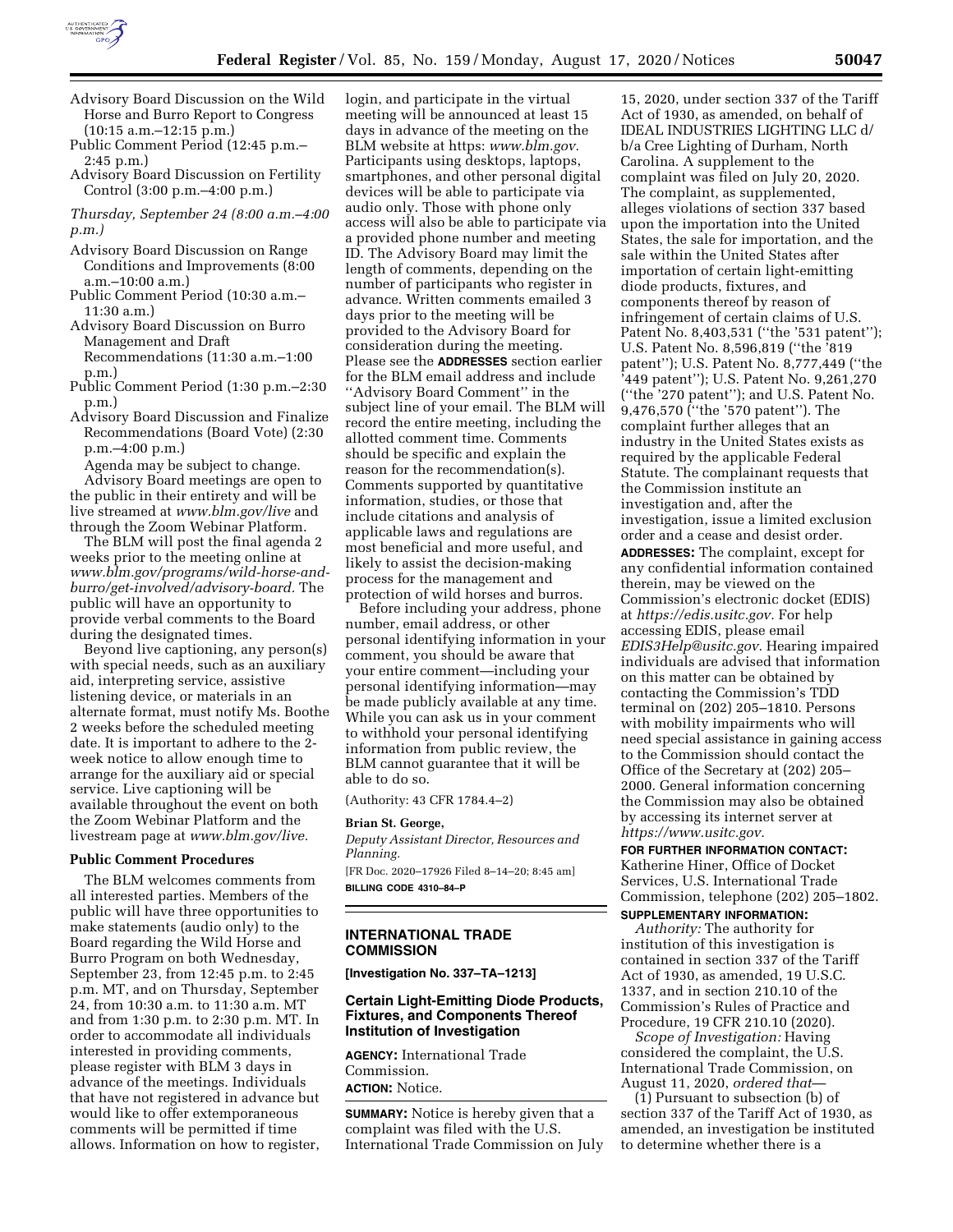Advisory Board Discussion on the Wild Horse and Burro Report to Congress (10:15 a.m.–12:15 p.m.)

Public Comment Period (12:45 p.m.–2:45 p.m.)

Advisory Board Discussion on Fertility Control (3:00 p.m.–4:00 p.m.)

*Thursday, September 24 (8:00 a.m.–4:00 p.m.)*

Advisory Board Discussion on Range Conditions and Improvements (8:00 a.m.–10:00 a.m.)

Public Comment Period (10:30 a.m.–11:30 a.m.)

Advisory Board Discussion on Burro Management and Draft Recommendations (11:30 a.m.–1:00 p.m.)

Public Comment Period (1:30 p.m.–2:30 p.m.)

Advisory Board Discussion and Finalize Recommendations (Board Vote) (2:30 p.m.–4:00 p.m.)

Agenda may be subject to change.

Advisory Board meetings are open to the public in their entirety and will be live streamed at *www.blm.gov/live* and through the Zoom Webinar Platform.

The BLM will post the final agenda 2 weeks prior to the meeting online at *www.blm.gov/programs/wild-horse-and-burro/get-involved/advisory-board.* The public will have an opportunity to provide verbal comments to the Board during the designated times.

Beyond live captioning, any person(s) with special needs, such as an auxiliary aid, interpreting service, assistive listening device, or materials in an alternate format, must notify Ms. Boothe 2 weeks before the scheduled meeting date. It is important to adhere to the 2-week notice to allow enough time to arrange for the auxiliary aid or special service. Live captioning will be available throughout the event on both the Zoom Webinar Platform and the livestream page at *www.blm.gov/live.*

**Public Comment Procedures**

The BLM welcomes comments from all interested parties. Members of the public will have three opportunities to make statements (audio only) to the Board regarding the Wild Horse and Burro Program on both Wednesday, September 23, from 12:45 p.m. to 2:45 p.m. MT, and on Thursday, September 24, from 10:30 a.m. to 11:30 a.m. MT and from 1:30 p.m. to 2:30 p.m. MT. In order to accommodate all individuals interested in providing comments, please register with BLM 3 days in advance of the meetings. Individuals that have not registered in advance but would like to offer extemporaneous comments will be permitted if time allows. Information on how to register, login, and participate in the virtual meeting will be announced at least 15 days in advance of the meeting on the BLM website at https: *www.blm.gov.* Participants using desktops, laptops, smartphones, and other personal digital devices will be able to participate via audio only. Those with phone only access will also be able to participate via a provided phone number and meeting ID. The Advisory Board may limit the length of comments, depending on the number of participants who register in advance. Written comments emailed 3 days prior to the meeting will be provided to the Advisory Board for consideration during the meeting. Please see the **ADDRESSES** section earlier for the BLM email address and include "Advisory Board Comment" in the subject line of your email. The BLM will record the entire meeting, including the allotted comment time. Comments should be specific and explain the reason for the recommendation(s). Comments supported by quantitative information, studies, or those that include citations and analysis of applicable laws and regulations are most beneficial and more useful, and likely to assist the decision-making process for the management and protection of wild horses and burros.

Before including your address, phone number, email address, or other personal identifying information in your comment, you should be aware that your entire comment—including your personal identifying information—may be made publicly available at any time. While you can ask us in your comment to withhold your personal identifying information from public review, the BLM cannot guarantee that it will be able to do so.

(Authority: 43 CFR 1784.4–2)

**Brian St. George,**

*Deputy Assistant Director, Resources and Planning.*

[FR Doc. 2020–17926 Filed 8–14–20; 8:45 am]

**BILLING CODE 4310–84–P**

## INTERNATIONAL TRADE COMMISSION

**[Investigation No. 337–TA–1213]**

### Certain Light-Emitting Diode Products, Fixtures, and Components Thereof Institution of Investigation

**AGENCY:** International Trade Commission.

**ACTION:** Notice.

**SUMMARY:** Notice is hereby given that a complaint was filed with the U.S. International Trade Commission on July 15, 2020, under section 337 of the Tariff Act of 1930, as amended, on behalf of IDEAL INDUSTRIES LIGHTING LLC d/b/a Cree Lighting of Durham, North Carolina. A supplement to the complaint was filed on July 20, 2020. The complaint, as supplemented, alleges violations of section 337 based upon the importation into the United States, the sale for importation, and the sale within the United States after importation of certain light-emitting diode products, fixtures, and components thereof by reason of infringement of certain claims of U.S. Patent No. 8,403,531 ("the '531 patent"); U.S. Patent No. 8,596,819 ("the '819 patent"); U.S. Patent No. 8,777,449 ("the '449 patent"); U.S. Patent No. 9,261,270 ("the '270 patent"); and U.S. Patent No. 9,476,570 ("the '570 patent"). The complaint further alleges that an industry in the United States exists as required by the applicable Federal Statute. The complainant requests that the Commission institute an investigation and, after the investigation, issue a limited exclusion order and a cease and desist order.

**ADDRESSES:** The complaint, except for any confidential information contained therein, may be viewed on the Commission's electronic docket (EDIS) at *https://edis.usitc.gov.* For help accessing EDIS, please email *EDIS3Help@usitc.gov.* Hearing impaired individuals are advised that information on this matter can be obtained by contacting the Commission's TDD terminal on (202) 205–1810. Persons with mobility impairments who will need special assistance in gaining access to the Commission should contact the Office of the Secretary at (202) 205–2000. General information concerning the Commission may also be obtained by accessing its internet server at *https://www.usitc.gov.*

**FOR FURTHER INFORMATION CONTACT:** Katherine Hiner, Office of Docket Services, U.S. International Trade Commission, telephone (202) 205–1802.

**SUPPLEMENTARY INFORMATION:**

*Authority:* The authority for institution of this investigation is contained in section 337 of the Tariff Act of 1930, as amended, 19 U.S.C. 1337, and in section 210.10 of the Commission's Rules of Practice and Procedure, 19 CFR 210.10 (2020).

*Scope of Investigation:* Having considered the complaint, the U.S. International Trade Commission, on August 11, 2020, *ordered that*—

(1) Pursuant to subsection (b) of section 337 of the Tariff Act of 1930, as amended, an investigation be instituted to determine whether there is a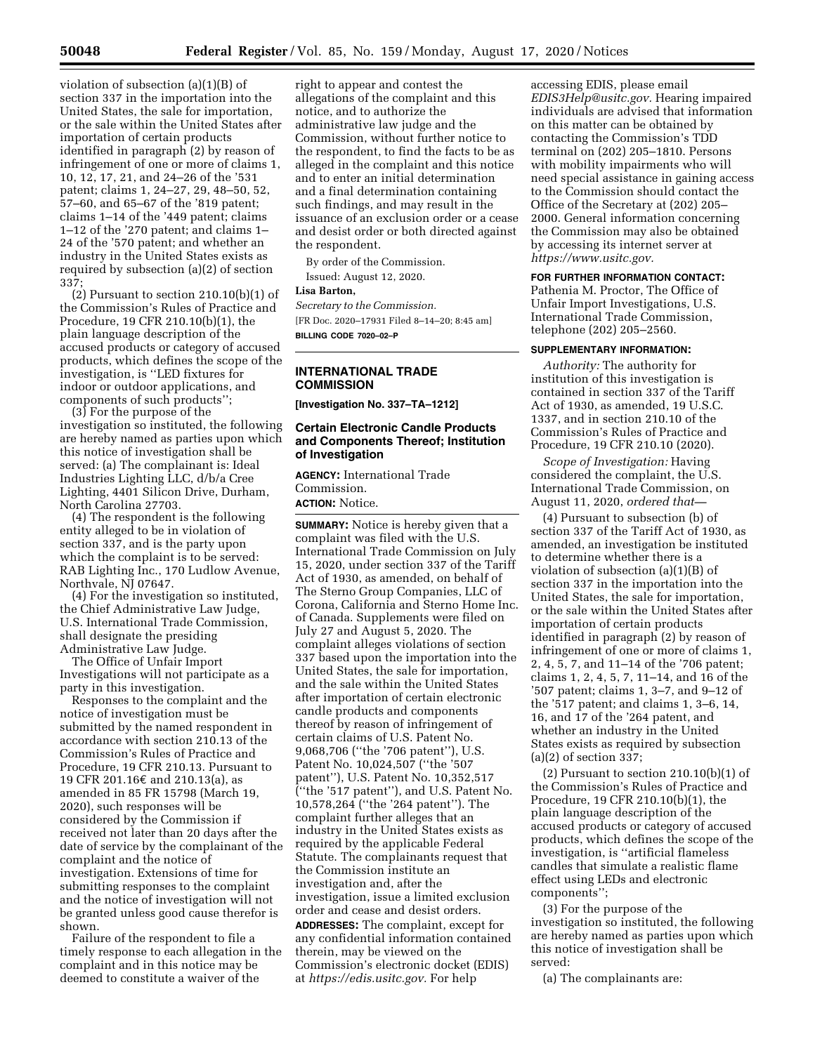violation of subsection (a)(1)(B) of section 337 in the importation into the United States, the sale for importation, or the sale within the United States after importation of certain products identified in paragraph (2) by reason of infringement of one or more of claims 1, 10, 12, 17, 21, and 24–26 of the '531 patent; claims 1, 24–27, 29, 48–50, 52, 57–60, and 65–67 of the '819 patent; claims 1–14 of the '449 patent; claims 1–12 of the '270 patent; and claims 1–24 of the '570 patent; and whether an industry in the United States exists as required by subsection (a)(2) of section 337;

(2) Pursuant to section 210.10(b)(1) of the Commission's Rules of Practice and Procedure, 19 CFR 210.10(b)(1), the plain language description of the accused products or category of accused products, which defines the scope of the investigation, is ''LED fixtures for indoor or outdoor applications, and components of such products'';

(3) For the purpose of the investigation so instituted, the following are hereby named as parties upon which this notice of investigation shall be served: (a) The complainant is: Ideal Industries Lighting LLC, d/b/a Cree Lighting, 4401 Silicon Drive, Durham, North Carolina 27703.

(4) The respondent is the following entity alleged to be in violation of section 337, and is the party upon which the complaint is to be served: RAB Lighting Inc., 170 Ludlow Avenue, Northvale, NJ 07647.

(4) For the investigation so instituted, the Chief Administrative Law Judge, U.S. International Trade Commission, shall designate the presiding Administrative Law Judge.

The Office of Unfair Import Investigations will not participate as a party in this investigation.

Responses to the complaint and the notice of investigation must be submitted by the named respondent in accordance with section 210.13 of the Commission's Rules of Practice and Procedure, 19 CFR 210.13. Pursuant to 19 CFR 201.16€ and 210.13(a), as amended in 85 FR 15798 (March 19, 2020), such responses will be considered by the Commission if received not later than 20 days after the date of service by the complainant of the complaint and the notice of investigation. Extensions of time for submitting responses to the complaint and the notice of investigation will not be granted unless good cause therefor is shown.

Failure of the respondent to file a timely response to each allegation in the complaint and in this notice may be deemed to constitute a waiver of the right to appear and contest the allegations of the complaint and this notice, and to authorize the administrative law judge and the Commission, without further notice to the respondent, to find the facts to be as alleged in the complaint and this notice and to enter an initial determination and a final determination containing such findings, and may result in the issuance of an exclusion order or a cease and desist order or both directed against the respondent.

By order of the Commission.

Issued: August 12, 2020.

**Lisa Barton,**

*Secretary to the Commission.*

[FR Doc. 2020–17931 Filed 8–14–20; 8:45 am]

**BILLING CODE 7020–02–P**

---

## INTERNATIONAL TRADE COMMISSION

**[Investigation No. 337–TA–1212]**

### Certain Electronic Candle Products and Components Thereof; Institution of Investigation

**AGENCY:** International Trade Commission.

**ACTION:** Notice.

**SUMMARY:** Notice is hereby given that a complaint was filed with the U.S. International Trade Commission on July 15, 2020, under section 337 of the Tariff Act of 1930, as amended, on behalf of The Sterno Group Companies, LLC of Corona, California and Sterno Home Inc. of Canada. Supplements were filed on July 27 and August 5, 2020. The complaint alleges violations of section 337 based upon the importation into the United States, the sale for importation, and the sale within the United States after importation of certain electronic candle products and components thereof by reason of infringement of certain claims of U.S. Patent No. 9,068,706 (''the '706 patent''), U.S. Patent No. 10,024,507 (''the '507 patent''), U.S. Patent No. 10,352,517 (''the '517 patent''), and U.S. Patent No. 10,578,264 (''the '264 patent''). The complaint further alleges that an industry in the United States exists as required by the applicable Federal Statute. The complainants request that the Commission institute an investigation and, after the investigation, issue a limited exclusion order and cease and desist orders.

**ADDRESSES:** The complaint, except for any confidential information contained therein, may be viewed on the Commission's electronic docket (EDIS) at *https://edis.usitc.gov.* For help accessing EDIS, please email *EDIS3Help@usitc.gov.* Hearing impaired individuals are advised that information on this matter can be obtained by contacting the Commission's TDD terminal on (202) 205–1810. Persons with mobility impairments who will need special assistance in gaining access to the Commission should contact the Office of the Secretary at (202) 205–2000. General information concerning the Commission may also be obtained by accessing its internet server at *https://www.usitc.gov.*

**FOR FURTHER INFORMATION CONTACT:** Pathenia M. Proctor, The Office of Unfair Import Investigations, U.S. International Trade Commission, telephone (202) 205–2560.

**SUPPLEMENTARY INFORMATION:**

*Authority:* The authority for institution of this investigation is contained in section 337 of the Tariff Act of 1930, as amended, 19 U.S.C. 1337, and in section 210.10 of the Commission's Rules of Practice and Procedure, 19 CFR 210.10 (2020).

*Scope of Investigation:* Having considered the complaint, the U.S. International Trade Commission, on August 11, 2020, *ordered that*—

(4) Pursuant to subsection (b) of section 337 of the Tariff Act of 1930, as amended, an investigation be instituted to determine whether there is a violation of subsection (a)(1)(B) of section 337 in the importation into the United States, the sale for importation, or the sale within the United States after importation of certain products identified in paragraph (2) by reason of infringement of one or more of claims 1, 2, 4, 5, 7, and 11–14 of the '706 patent; claims 1, 2, 4, 5, 7, 11–14, and 16 of the '507 patent; claims 1, 3–7, and 9–12 of the '517 patent; and claims 1, 3–6, 14, 16, and 17 of the '264 patent, and whether an industry in the United States exists as required by subsection (a)(2) of section 337;

(2) Pursuant to section 210.10(b)(1) of the Commission's Rules of Practice and Procedure, 19 CFR 210.10(b)(1), the plain language description of the accused products or category of accused products, which defines the scope of the investigation, is ''artificial flameless candles that simulate a realistic flame effect using LEDs and electronic components'';

(3) For the purpose of the investigation so instituted, the following are hereby named as parties upon which this notice of investigation shall be served:

(a) The complainants are: